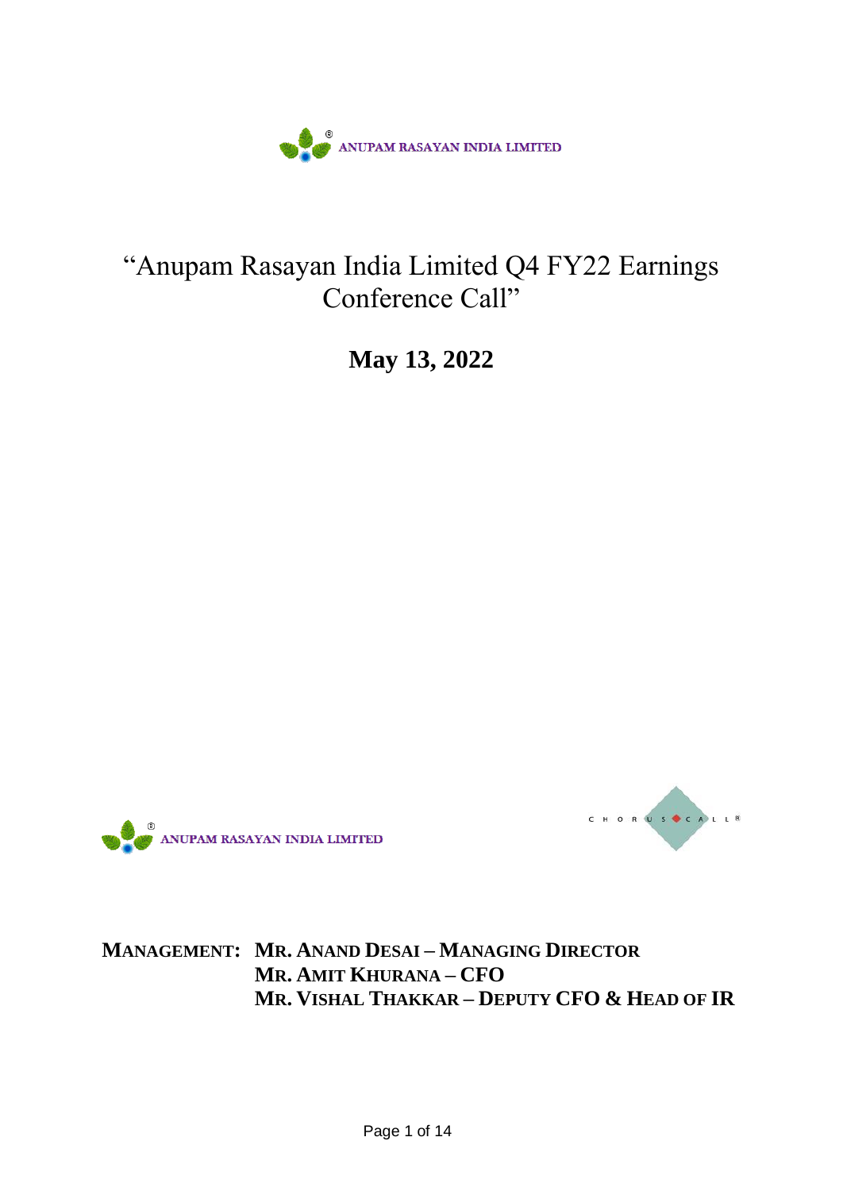ANUPAM RASAYAN INDIA LIMITED

# "Anupam Rasayan India Limited Q4 FY22 Earnings Conference Call"

**May 13, 2022**

ANUPAM RASAYAN INDIA LIMITED

CHORUS CALL®

**MANAGEMENT: MR. ANAND DESAI – MANAGING DIRECTOR**
**MR. AMIT KHURANA – CFO**
**MR. VISHAL THAKKAR – DEPUTY CFO & HEAD OF IR**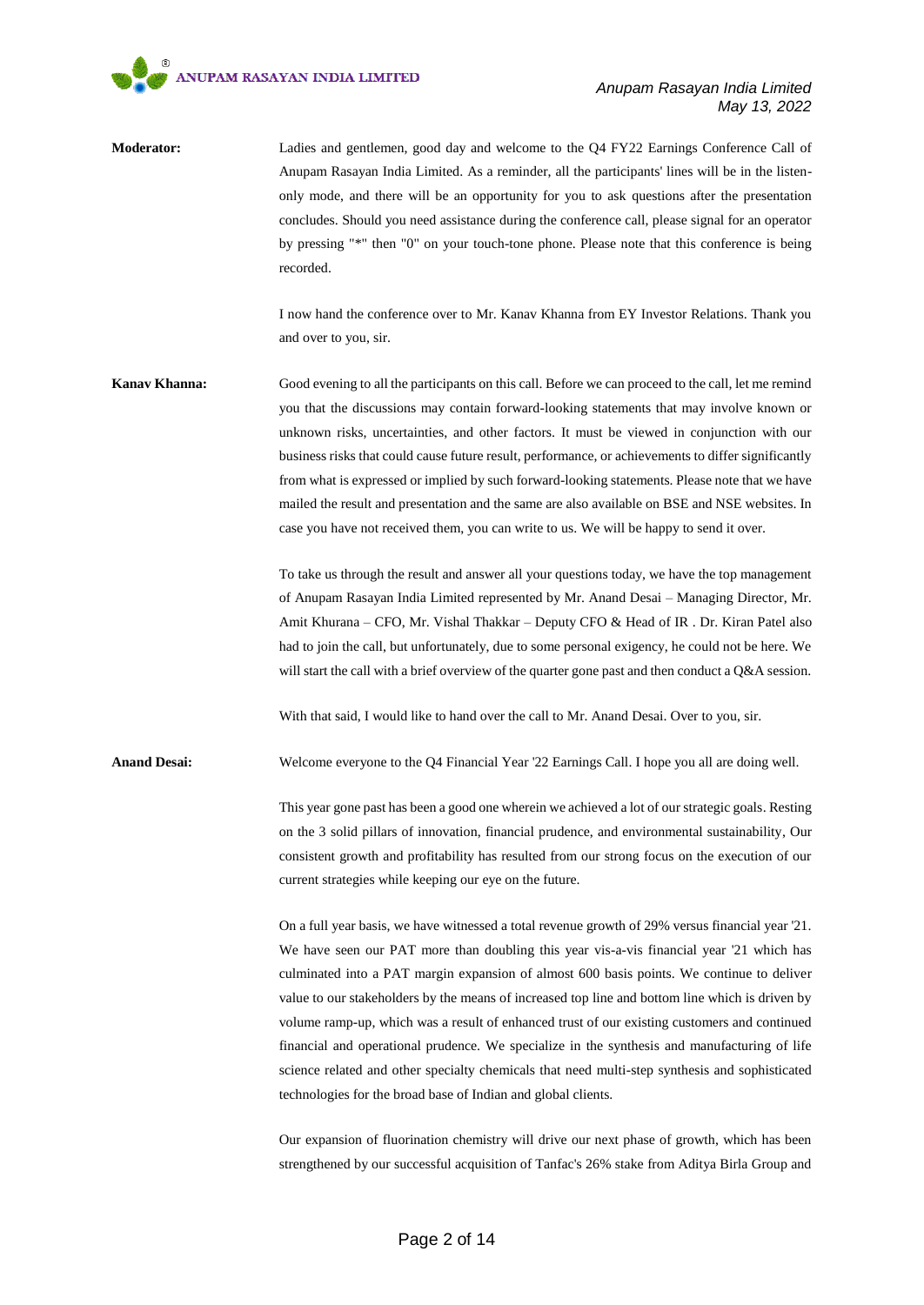**Moderator:** Ladies and gentlemen, good day and welcome to the Q4 FY22 Earnings Conference Call of Anupam Rasayan India Limited. As a reminder, all the participants' lines will be in the listen-only mode, and there will be an opportunity for you to ask questions after the presentation concludes. Should you need assistance during the conference call, please signal for an operator by pressing "*" then "0" on your touch-tone phone. Please note that this conference is being recorded.

I now hand the conference over to Mr. Kanav Khanna from EY Investor Relations. Thank you and over to you, sir.

**Kanav Khanna:** Good evening to all the participants on this call. Before we can proceed to the call, let me remind you that the discussions may contain forward-looking statements that may involve known or unknown risks, uncertainties, and other factors. It must be viewed in conjunction with our business risks that could cause future result, performance, or achievements to differ significantly from what is expressed or implied by such forward-looking statements. Please note that we have mailed the result and presentation and the same are also available on BSE and NSE websites. In case you have not received them, you can write to us. We will be happy to send it over.

To take us through the result and answer all your questions today, we have the top management of Anupam Rasayan India Limited represented by Mr. Anand Desai – Managing Director, Mr. Amit Khurana – CFO, Mr. Vishal Thakkar – Deputy CFO & Head of IR . Dr. Kiran Patel also had to join the call, but unfortunately, due to some personal exigency, he could not be here. We will start the call with a brief overview of the quarter gone past and then conduct a Q&A session.

With that said, I would like to hand over the call to Mr. Anand Desai. Over to you, sir.

**Anand Desai:** Welcome everyone to the Q4 Financial Year '22 Earnings Call. I hope you all are doing well.

This year gone past has been a good one wherein we achieved a lot of our strategic goals. Resting on the 3 solid pillars of innovation, financial prudence, and environmental sustainability, Our consistent growth and profitability has resulted from our strong focus on the execution of our current strategies while keeping our eye on the future.

On a full year basis, we have witnessed a total revenue growth of 29% versus financial year '21. We have seen our PAT more than doubling this year vis-a-vis financial year '21 which has culminated into a PAT margin expansion of almost 600 basis points. We continue to deliver value to our stakeholders by the means of increased top line and bottom line which is driven by volume ramp-up, which was a result of enhanced trust of our existing customers and continued financial and operational prudence. We specialize in the synthesis and manufacturing of life science related and other specialty chemicals that need multi-step synthesis and sophisticated technologies for the broad base of Indian and global clients.

Our expansion of fluorination chemistry will drive our next phase of growth, which has been strengthened by our successful acquisition of Tanfac's 26% stake from Aditya Birla Group and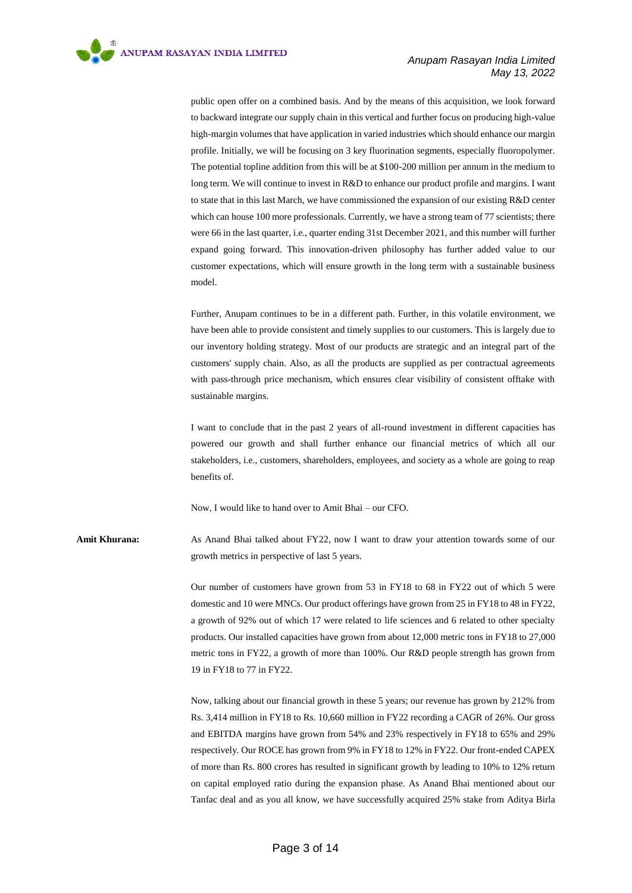public open offer on a combined basis. And by the means of this acquisition, we look forward to backward integrate our supply chain in this vertical and further focus on producing high-value high-margin volumes that have application in varied industries which should enhance our margin profile. Initially, we will be focusing on 3 key fluorination segments, especially fluoropolymer. The potential topline addition from this will be at $100-200 million per annum in the medium to long term. We will continue to invest in R&D to enhance our product profile and margins. I want to state that in this last March, we have commissioned the expansion of our existing R&D center which can house 100 more professionals. Currently, we have a strong team of 77 scientists; there were 66 in the last quarter, i.e., quarter ending 31st December 2021, and this number will further expand going forward. This innovation-driven philosophy has further added value to our customer expectations, which will ensure growth in the long term with a sustainable business model.

Further, Anupam continues to be in a different path. Further, in this volatile environment, we have been able to provide consistent and timely supplies to our customers. This is largely due to our inventory holding strategy. Most of our products are strategic and an integral part of the customers' supply chain. Also, as all the products are supplied as per contractual agreements with pass-through price mechanism, which ensures clear visibility of consistent offtake with sustainable margins.

I want to conclude that in the past 2 years of all-round investment in different capacities has powered our growth and shall further enhance our financial metrics of which all our stakeholders, i.e., customers, shareholders, employees, and society as a whole are going to reap benefits of.

Now, I would like to hand over to Amit Bhai – our CFO.

**Amit Khurana:** As Anand Bhai talked about FY22, now I want to draw your attention towards some of our growth metrics in perspective of last 5 years.

Our number of customers have grown from 53 in FY18 to 68 in FY22 out of which 5 were domestic and 10 were MNCs. Our product offerings have grown from 25 in FY18 to 48 in FY22, a growth of 92% out of which 17 were related to life sciences and 6 related to other specialty products. Our installed capacities have grown from about 12,000 metric tons in FY18 to 27,000 metric tons in FY22, a growth of more than 100%. Our R&D people strength has grown from 19 in FY18 to 77 in FY22.

Now, talking about our financial growth in these 5 years; our revenue has grown by 212% from Rs. 3,414 million in FY18 to Rs. 10,660 million in FY22 recording a CAGR of 26%. Our gross and EBITDA margins have grown from 54% and 23% respectively in FY18 to 65% and 29% respectively. Our ROCE has grown from 9% in FY18 to 12% in FY22. Our front-ended CAPEX of more than Rs. 800 crores has resulted in significant growth by leading to 10% to 12% return on capital employed ratio during the expansion phase. As Anand Bhai mentioned about our Tanfac deal and as you all know, we have successfully acquired 25% stake from Aditya Birla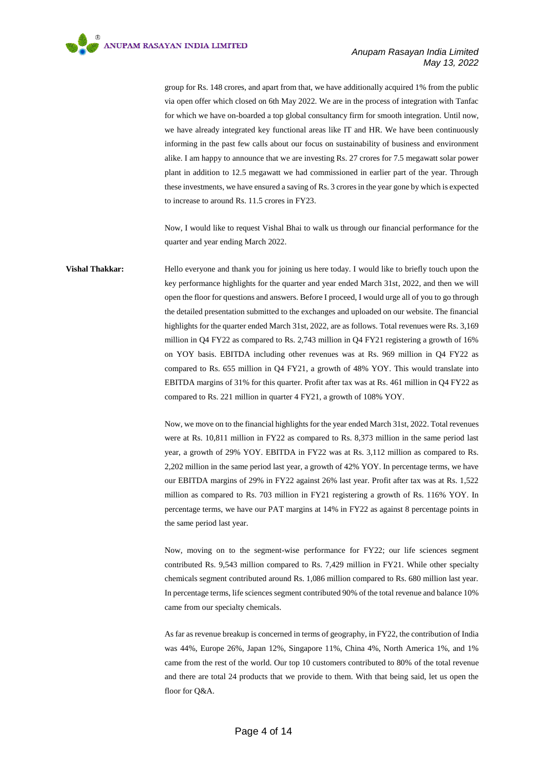group for Rs. 148 crores, and apart from that, we have additionally acquired 1% from the public via open offer which closed on 6th May 2022. We are in the process of integration with Tanfac for which we have on-boarded a top global consultancy firm for smooth integration. Until now, we have already integrated key functional areas like IT and HR. We have been continuously informing in the past few calls about our focus on sustainability of business and environment alike. I am happy to announce that we are investing Rs. 27 crores for 7.5 megawatt solar power plant in addition to 12.5 megawatt we had commissioned in earlier part of the year. Through these investments, we have ensured a saving of Rs. 3 crores in the year gone by which is expected to increase to around Rs. 11.5 crores in FY23.

Now, I would like to request Vishal Bhai to walk us through our financial performance for the quarter and year ending March 2022.

**Vishal Thakkar:** Hello everyone and thank you for joining us here today. I would like to briefly touch upon the key performance highlights for the quarter and year ended March 31st, 2022, and then we will open the floor for questions and answers. Before I proceed, I would urge all of you to go through the detailed presentation submitted to the exchanges and uploaded on our website. The financial highlights for the quarter ended March 31st, 2022, are as follows. Total revenues were Rs. 3,169 million in Q4 FY22 as compared to Rs. 2,743 million in Q4 FY21 registering a growth of 16% on YOY basis. EBITDA including other revenues was at Rs. 969 million in Q4 FY22 as compared to Rs. 655 million in Q4 FY21, a growth of 48% YOY. This would translate into EBITDA margins of 31% for this quarter. Profit after tax was at Rs. 461 million in Q4 FY22 as compared to Rs. 221 million in quarter 4 FY21, a growth of 108% YOY.

Now, we move on to the financial highlights for the year ended March 31st, 2022. Total revenues were at Rs. 10,811 million in FY22 as compared to Rs. 8,373 million in the same period last year, a growth of 29% YOY. EBITDA in FY22 was at Rs. 3,112 million as compared to Rs. 2,202 million in the same period last year, a growth of 42% YOY. In percentage terms, we have our EBITDA margins of 29% in FY22 against 26% last year. Profit after tax was at Rs. 1,522 million as compared to Rs. 703 million in FY21 registering a growth of Rs. 116% YOY. In percentage terms, we have our PAT margins at 14% in FY22 as against 8 percentage points in the same period last year.

Now, moving on to the segment-wise performance for FY22; our life sciences segment contributed Rs. 9,543 million compared to Rs. 7,429 million in FY21. While other specialty chemicals segment contributed around Rs. 1,086 million compared to Rs. 680 million last year. In percentage terms, life sciences segment contributed 90% of the total revenue and balance 10% came from our specialty chemicals.

As far as revenue breakup is concerned in terms of geography, in FY22, the contribution of India was 44%, Europe 26%, Japan 12%, Singapore 11%, China 4%, North America 1%, and 1% came from the rest of the world. Our top 10 customers contributed to 80% of the total revenue and there are total 24 products that we provide to them. With that being said, let us open the floor for Q&A.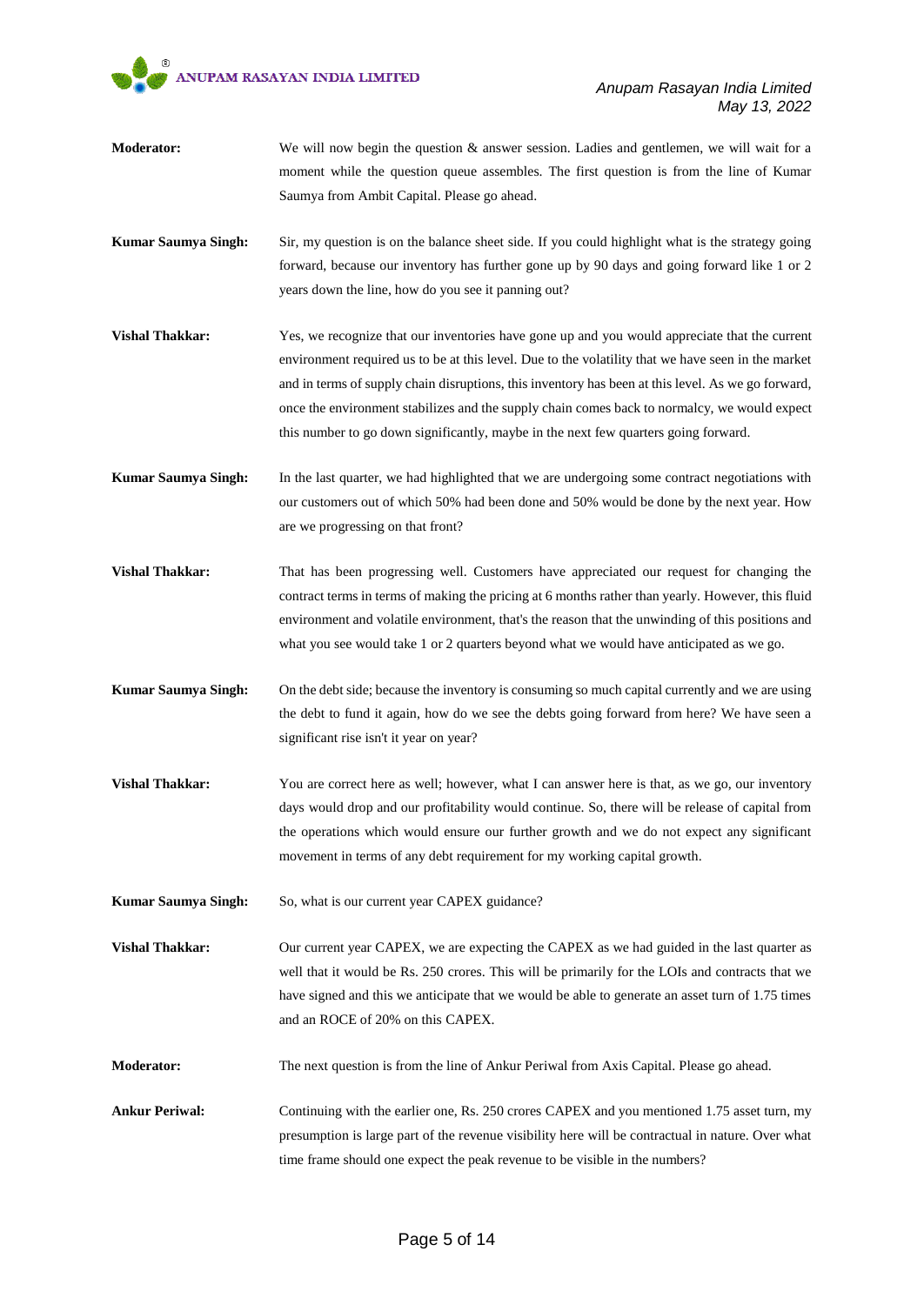**Moderator:** We will now begin the question & answer session. Ladies and gentlemen, we will wait for a moment while the question queue assembles. The first question is from the line of Kumar Saumya from Ambit Capital. Please go ahead.

**Kumar Saumya Singh:** Sir, my question is on the balance sheet side. If you could highlight what is the strategy going forward, because our inventory has further gone up by 90 days and going forward like 1 or 2 years down the line, how do you see it panning out?

**Vishal Thakkar:** Yes, we recognize that our inventories have gone up and you would appreciate that the current environment required us to be at this level. Due to the volatility that we have seen in the market and in terms of supply chain disruptions, this inventory has been at this level. As we go forward, once the environment stabilizes and the supply chain comes back to normalcy, we would expect this number to go down significantly, maybe in the next few quarters going forward.

**Kumar Saumya Singh:** In the last quarter, we had highlighted that we are undergoing some contract negotiations with our customers out of which 50% had been done and 50% would be done by the next year. How are we progressing on that front?

**Vishal Thakkar:** That has been progressing well. Customers have appreciated our request for changing the contract terms in terms of making the pricing at 6 months rather than yearly. However, this fluid environment and volatile environment, that's the reason that the unwinding of this positions and what you see would take 1 or 2 quarters beyond what we would have anticipated as we go.

**Kumar Saumya Singh:** On the debt side; because the inventory is consuming so much capital currently and we are using the debt to fund it again, how do we see the debts going forward from here? We have seen a significant rise isn't it year on year?

**Vishal Thakkar:** You are correct here as well; however, what I can answer here is that, as we go, our inventory days would drop and our profitability would continue. So, there will be release of capital from the operations which would ensure our further growth and we do not expect any significant movement in terms of any debt requirement for my working capital growth.

**Kumar Saumya Singh:** So, what is our current year CAPEX guidance?

**Vishal Thakkar:** Our current year CAPEX, we are expecting the CAPEX as we had guided in the last quarter as well that it would be Rs. 250 crores. This will be primarily for the LOIs and contracts that we have signed and this we anticipate that we would be able to generate an asset turn of 1.75 times and an ROCE of 20% on this CAPEX.

**Moderator:** The next question is from the line of Ankur Periwal from Axis Capital. Please go ahead.

**Ankur Periwal:** Continuing with the earlier one, Rs. 250 crores CAPEX and you mentioned 1.75 asset turn, my presumption is large part of the revenue visibility here will be contractual in nature. Over what time frame should one expect the peak revenue to be visible in the numbers?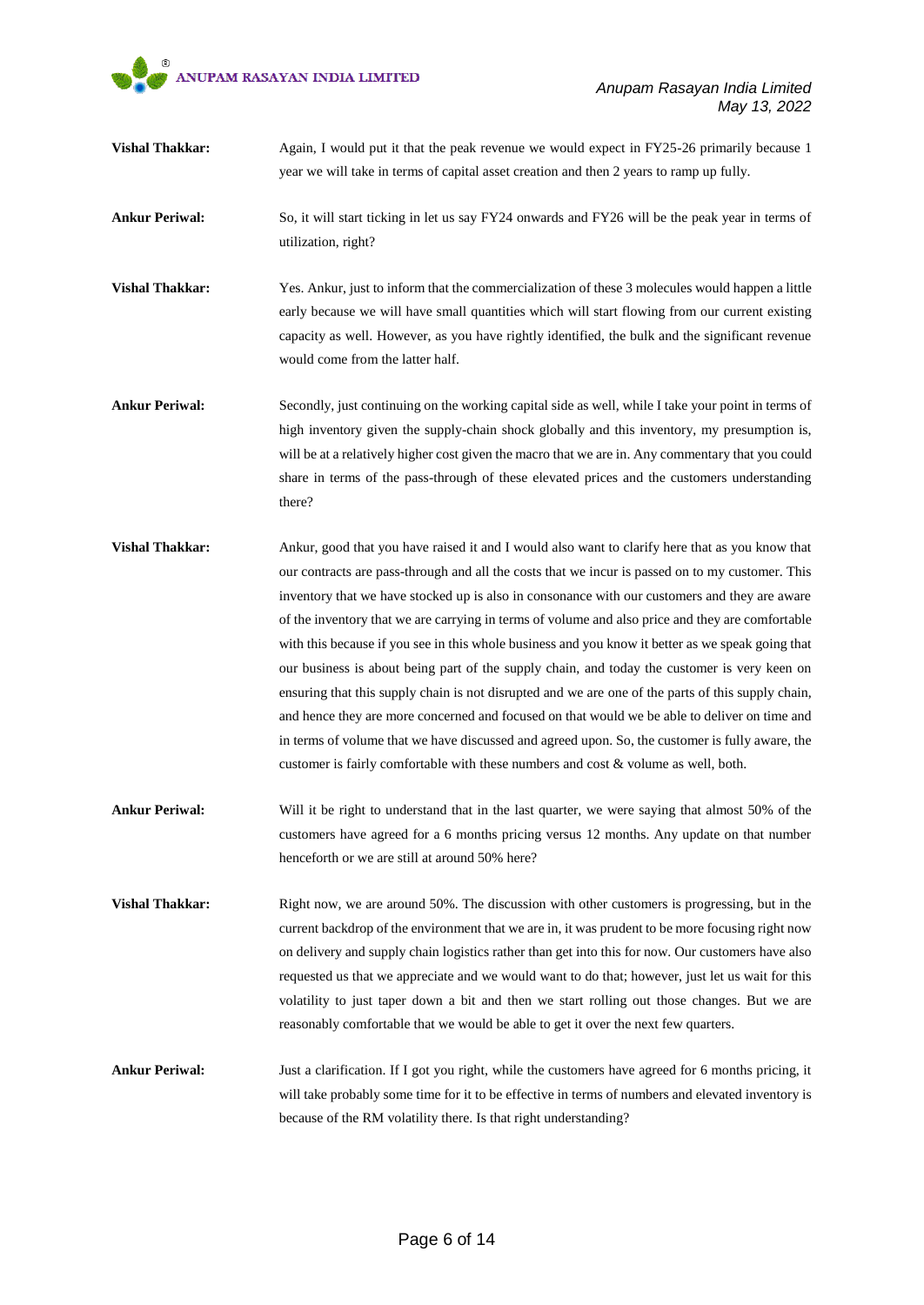**Vishal Thakkar:** Again, I would put it that the peak revenue we would expect in FY25-26 primarily because 1 year we will take in terms of capital asset creation and then 2 years to ramp up fully.

**Ankur Periwal:** So, it will start ticking in let us say FY24 onwards and FY26 will be the peak year in terms of utilization, right?

**Vishal Thakkar:** Yes. Ankur, just to inform that the commercialization of these 3 molecules would happen a little early because we will have small quantities which will start flowing from our current existing capacity as well. However, as you have rightly identified, the bulk and the significant revenue would come from the latter half.

**Ankur Periwal:** Secondly, just continuing on the working capital side as well, while I take your point in terms of high inventory given the supply-chain shock globally and this inventory, my presumption is, will be at a relatively higher cost given the macro that we are in. Any commentary that you could share in terms of the pass-through of these elevated prices and the customers understanding there?

**Vishal Thakkar:** Ankur, good that you have raised it and I would also want to clarify here that as you know that our contracts are pass-through and all the costs that we incur is passed on to my customer. This inventory that we have stocked up is also in consonance with our customers and they are aware of the inventory that we are carrying in terms of volume and also price and they are comfortable with this because if you see in this whole business and you know it better as we speak going that our business is about being part of the supply chain, and today the customer is very keen on ensuring that this supply chain is not disrupted and we are one of the parts of this supply chain, and hence they are more concerned and focused on that would we be able to deliver on time and in terms of volume that we have discussed and agreed upon. So, the customer is fully aware, the customer is fairly comfortable with these numbers and cost & volume as well, both.

**Ankur Periwal:** Will it be right to understand that in the last quarter, we were saying that almost 50% of the customers have agreed for a 6 months pricing versus 12 months. Any update on that number henceforth or we are still at around 50% here?

**Vishal Thakkar:** Right now, we are around 50%. The discussion with other customers is progressing, but in the current backdrop of the environment that we are in, it was prudent to be more focusing right now on delivery and supply chain logistics rather than get into this for now. Our customers have also requested us that we appreciate and we would want to do that; however, just let us wait for this volatility to just taper down a bit and then we start rolling out those changes. But we are reasonably comfortable that we would be able to get it over the next few quarters.

**Ankur Periwal:** Just a clarification. If I got you right, while the customers have agreed for 6 months pricing, it will take probably some time for it to be effective in terms of numbers and elevated inventory is because of the RM volatility there. Is that right understanding?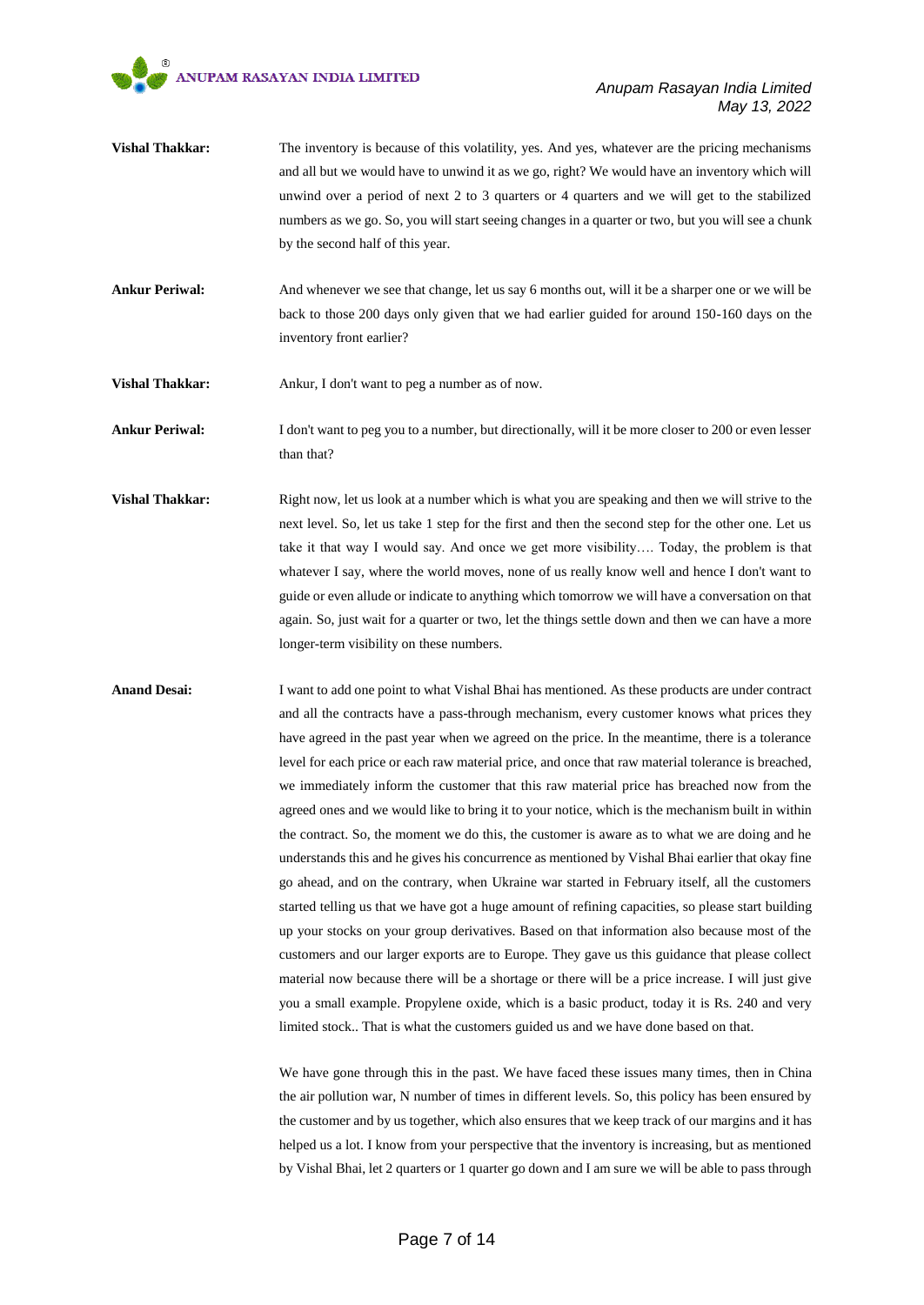**Vishal Thakkar:** The inventory is because of this volatility, yes. And yes, whatever are the pricing mechanisms and all but we would have to unwind it as we go, right? We would have an inventory which will unwind over a period of next 2 to 3 quarters or 4 quarters and we will get to the stabilized numbers as we go. So, you will start seeing changes in a quarter or two, but you will see a chunk by the second half of this year.

**Ankur Periwal:** And whenever we see that change, let us say 6 months out, will it be a sharper one or we will be back to those 200 days only given that we had earlier guided for around 150-160 days on the inventory front earlier?

**Vishal Thakkar:** Ankur, I don't want to peg a number as of now.

**Ankur Periwal:** I don't want to peg you to a number, but directionally, will it be more closer to 200 or even lesser than that?

**Vishal Thakkar:** Right now, let us look at a number which is what you are speaking and then we will strive to the next level. So, let us take 1 step for the first and then the second step for the other one. Let us take it that way I would say. And once we get more visibility…. Today, the problem is that whatever I say, where the world moves, none of us really know well and hence I don't want to guide or even allude or indicate to anything which tomorrow we will have a conversation on that again. So, just wait for a quarter or two, let the things settle down and then we can have a more longer-term visibility on these numbers.

**Anand Desai:** I want to add one point to what Vishal Bhai has mentioned. As these products are under contract and all the contracts have a pass-through mechanism, every customer knows what prices they have agreed in the past year when we agreed on the price. In the meantime, there is a tolerance level for each price or each raw material price, and once that raw material tolerance is breached, we immediately inform the customer that this raw material price has breached now from the agreed ones and we would like to bring it to your notice, which is the mechanism built in within the contract. So, the moment we do this, the customer is aware as to what we are doing and he understands this and he gives his concurrence as mentioned by Vishal Bhai earlier that okay fine go ahead, and on the contrary, when Ukraine war started in February itself, all the customers started telling us that we have got a huge amount of refining capacities, so please start building up your stocks on your group derivatives. Based on that information also because most of the customers and our larger exports are to Europe. They gave us this guidance that please collect material now because there will be a shortage or there will be a price increase. I will just give you a small example. Propylene oxide, which is a basic product, today it is Rs. 240 and very limited stock.. That is what the customers guided us and we have done based on that.

We have gone through this in the past. We have faced these issues many times, then in China the air pollution war, N number of times in different levels. So, this policy has been ensured by the customer and by us together, which also ensures that we keep track of our margins and it has helped us a lot. I know from your perspective that the inventory is increasing, but as mentioned by Vishal Bhai, let 2 quarters or 1 quarter go down and I am sure we will be able to pass through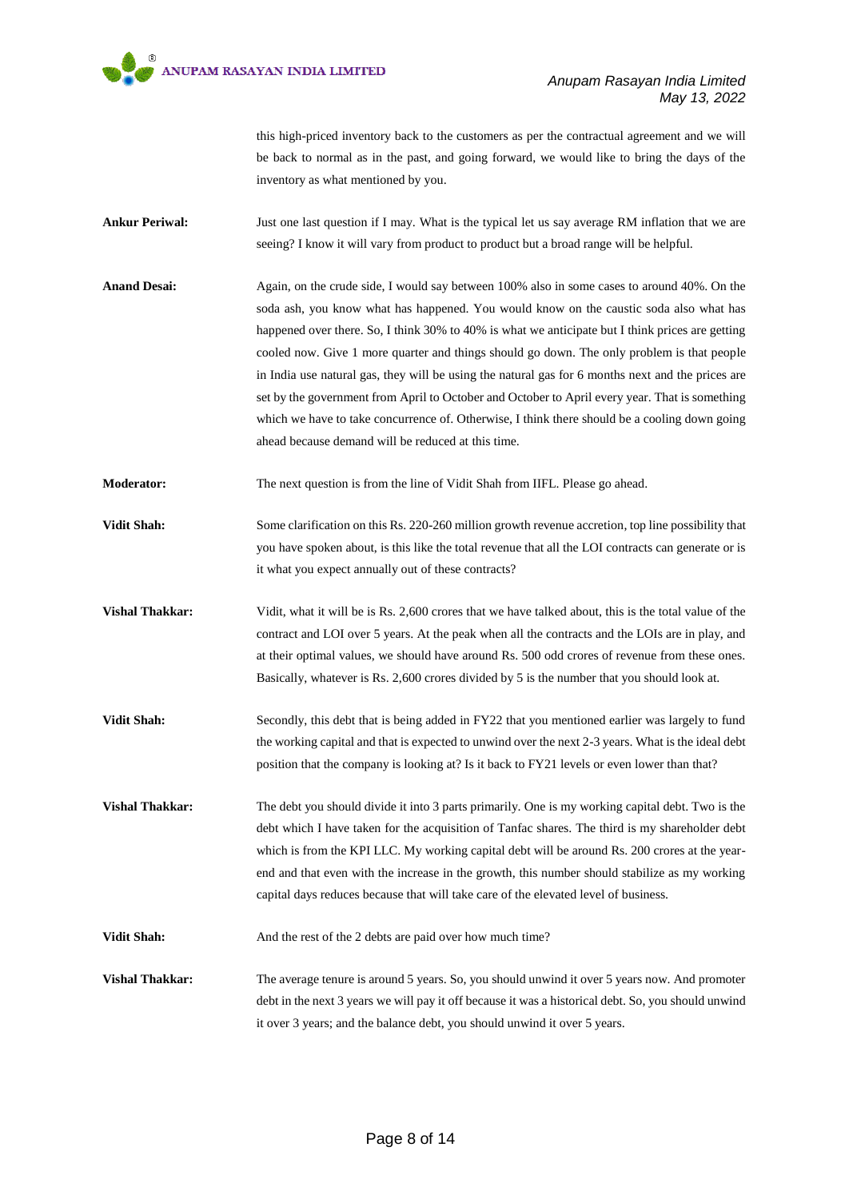this high-priced inventory back to the customers as per the contractual agreement and we will be back to normal as in the past, and going forward, we would like to bring the days of the inventory as what mentioned by you.

**Ankur Periwal:** Just one last question if I may. What is the typical let us say average RM inflation that we are seeing? I know it will vary from product to product but a broad range will be helpful.

**Anand Desai:** Again, on the crude side, I would say between 100% also in some cases to around 40%. On the soda ash, you know what has happened. You would know on the caustic soda also what has happened over there. So, I think 30% to 40% is what we anticipate but I think prices are getting cooled now. Give 1 more quarter and things should go down. The only problem is that people in India use natural gas, they will be using the natural gas for 6 months next and the prices are set by the government from April to October and October to April every year. That is something which we have to take concurrence of. Otherwise, I think there should be a cooling down going ahead because demand will be reduced at this time.

**Moderator:** The next question is from the line of Vidit Shah from IIFL. Please go ahead.

**Vidit Shah:** Some clarification on this Rs. 220-260 million growth revenue accretion, top line possibility that you have spoken about, is this like the total revenue that all the LOI contracts can generate or is it what you expect annually out of these contracts?

**Vishal Thakkar:** Vidit, what it will be is Rs. 2,600 crores that we have talked about, this is the total value of the contract and LOI over 5 years. At the peak when all the contracts and the LOIs are in play, and at their optimal values, we should have around Rs. 500 odd crores of revenue from these ones. Basically, whatever is Rs. 2,600 crores divided by 5 is the number that you should look at.

**Vidit Shah:** Secondly, this debt that is being added in FY22 that you mentioned earlier was largely to fund the working capital and that is expected to unwind over the next 2-3 years. What is the ideal debt position that the company is looking at? Is it back to FY21 levels or even lower than that?

**Vishal Thakkar:** The debt you should divide it into 3 parts primarily. One is my working capital debt. Two is the debt which I have taken for the acquisition of Tanfac shares. The third is my shareholder debt which is from the KPI LLC. My working capital debt will be around Rs. 200 crores at the year-end and that even with the increase in the growth, this number should stabilize as my working capital days reduces because that will take care of the elevated level of business.

**Vidit Shah:** And the rest of the 2 debts are paid over how much time?

**Vishal Thakkar:** The average tenure is around 5 years. So, you should unwind it over 5 years now. And promoter debt in the next 3 years we will pay it off because it was a historical debt. So, you should unwind it over 3 years; and the balance debt, you should unwind it over 5 years.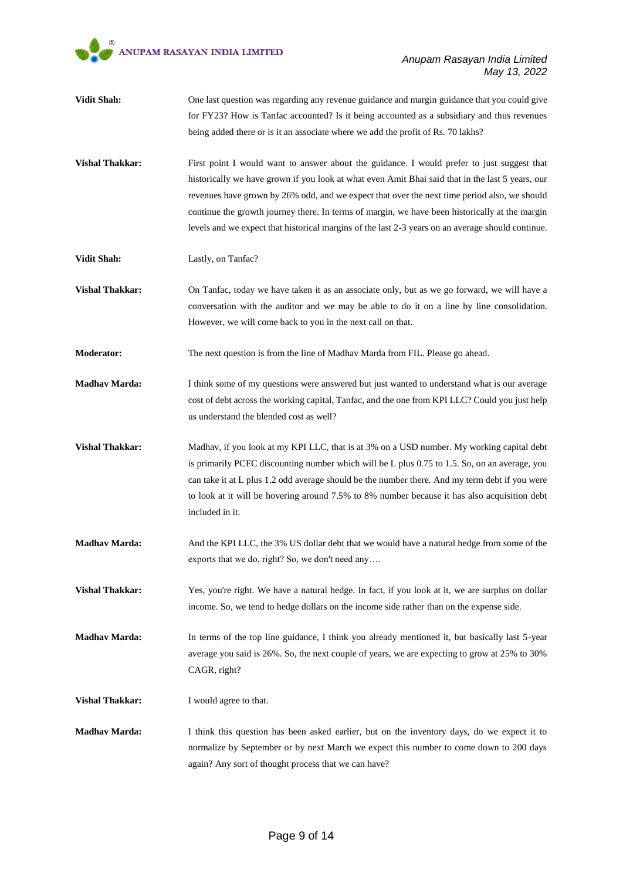**Vidit Shah:** One last question was regarding any revenue guidance and margin guidance that you could give for FY23? How is Tanfac accounted? Is it being accounted as a subsidiary and thus revenues being added there or is it an associate where we add the profit of Rs. 70 lakhs?

**Vishal Thakkar:** First point I would want to answer about the guidance. I would prefer to just suggest that historically we have grown if you look at what even Amit Bhai said that in the last 5 years, our revenues have grown by 26% odd, and we expect that over the next time period also, we should continue the growth journey there. In terms of margin, we have been historically at the margin levels and we expect that historical margins of the last 2-3 years on an average should continue.

**Vidit Shah:** Lastly, on Tanfac?

**Vishal Thakkar:** On Tanfac, today we have taken it as an associate only, but as we go forward, we will have a conversation with the auditor and we may be able to do it on a line by line consolidation. However, we will come back to you in the next call on that.

**Moderator:** The next question is from the line of Madhav Marda from FIL. Please go ahead.

**Madhav Marda:** I think some of my questions were answered but just wanted to understand what is our average cost of debt across the working capital, Tanfac, and the one from KPI LLC? Could you just help us understand the blended cost as well?

**Vishal Thakkar:** Madhav, if you look at my KPI LLC, that is at 3% on a USD number. My working capital debt is primarily PCFC discounting number which will be L plus 0.75 to 1.5. So, on an average, you can take it at L plus 1.2 odd average should be the number there. And my term debt if you were to look at it will be hovering around 7.5% to 8% number because it has also acquisition debt included in it.

**Madhav Marda:** And the KPI LLC, the 3% US dollar debt that we would have a natural hedge from some of the exports that we do, right? So, we don't need any….

**Vishal Thakkar:** Yes, you're right. We have a natural hedge. In fact, if you look at it, we are surplus on dollar income. So, we tend to hedge dollars on the income side rather than on the expense side.

**Madhav Marda:** In terms of the top line guidance, I think you already mentioned it, but basically last 5-year average you said is 26%. So, the next couple of years, we are expecting to grow at 25% to 30% CAGR, right?

**Vishal Thakkar:** I would agree to that.

**Madhav Marda:** I think this question has been asked earlier, but on the inventory days, do we expect it to normalize by September or by next March we expect this number to come down to 200 days again? Any sort of thought process that we can have?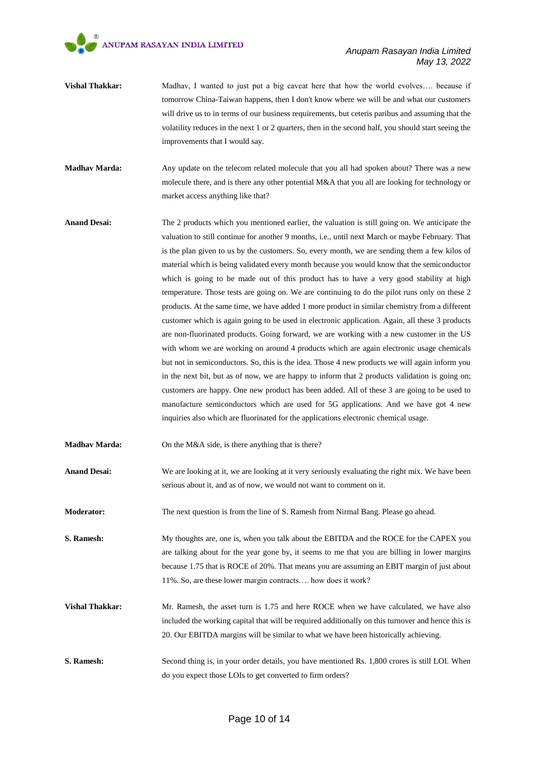**Vishal Thakkar:** Madhav, I wanted to just put a big caveat here that how the world evolves…. because if tomorrow China-Taiwan happens, then I don't know where we will be and what our customers will drive us to in terms of our business requirements, but ceteris paribus and assuming that the volatility reduces in the next 1 or 2 quarters, then in the second half, you should start seeing the improvements that I would say.

**Madhav Marda:** Any update on the telecom related molecule that you all had spoken about? There was a new molecule there, and is there any other potential M&A that you all are looking for technology or market access anything like that?

**Anand Desai:** The 2 products which you mentioned earlier, the valuation is still going on. We anticipate the valuation to still continue for another 9 months, i.e., until next March or maybe February. That is the plan given to us by the customers. So, every month, we are sending them a few kilos of material which is being validated every month because you would know that the semiconductor which is going to be made out of this product has to have a very good stability at high temperature. Those tests are going on. We are continuing to do the pilot runs only on these 2 products. At the same time, we have added 1 more product in similar chemistry from a different customer which is again going to be used in electronic application. Again, all these 3 products are non-fluorinated products. Going forward, we are working with a new customer in the US with whom we are working on around 4 products which are again electronic usage chemicals but not in semiconductors. So, this is the idea. Those 4 new products we will again inform you in the next bit, but as of now, we are happy to inform that 2 products validation is going on; customers are happy. One new product has been added. All of these 3 are going to be used to manufacture semiconductors which are used for 5G applications. And we have got 4 new inquiries also which are fluorinated for the applications electronic chemical usage.

**Madhav Marda:** On the M&A side, is there anything that is there?

**Anand Desai:** We are looking at it, we are looking at it very seriously evaluating the right mix. We have been serious about it, and as of now, we would not want to comment on it.

**Moderator:** The next question is from the line of S. Ramesh from Nirmal Bang. Please go ahead.

**S. Ramesh:** My thoughts are, one is, when you talk about the EBITDA and the ROCE for the CAPEX you are talking about for the year gone by, it seems to me that you are billing in lower margins because 1.75 that is ROCE of 20%. That means you are assuming an EBIT margin of just about 11%. So, are these lower margin contracts…. how does it work?

**Vishal Thakkar:** Mr. Ramesh, the asset turn is 1.75 and here ROCE when we have calculated, we have also included the working capital that will be required additionally on this turnover and hence this is 20. Our EBITDA margins will be similar to what we have been historically achieving.

**S. Ramesh:** Second thing is, in your order details, you have mentioned Rs. 1,800 crores is still LOI. When do you expect those LOIs to get converted to firm orders?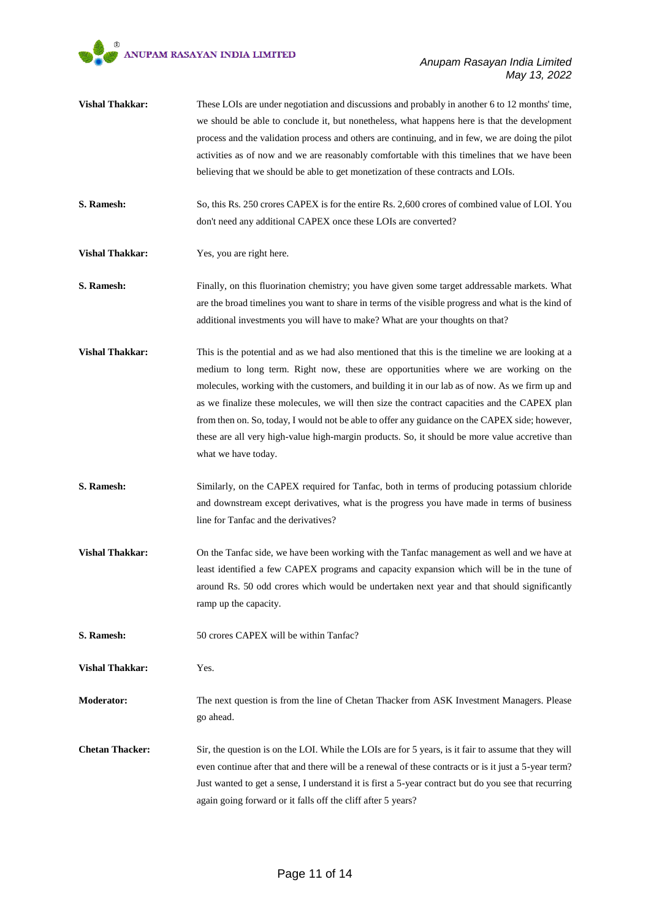**Vishal Thakkar:** These LOIs are under negotiation and discussions and probably in another 6 to 12 months' time, we should be able to conclude it, but nonetheless, what happens here is that the development process and the validation process and others are continuing, and in few, we are doing the pilot activities as of now and we are reasonably comfortable with this timelines that we have been believing that we should be able to get monetization of these contracts and LOIs.

**S. Ramesh:** So, this Rs. 250 crores CAPEX is for the entire Rs. 2,600 crores of combined value of LOI. You don't need any additional CAPEX once these LOIs are converted?

**Vishal Thakkar:** Yes, you are right here.

**S. Ramesh:** Finally, on this fluorination chemistry; you have given some target addressable markets. What are the broad timelines you want to share in terms of the visible progress and what is the kind of additional investments you will have to make? What are your thoughts on that?

**Vishal Thakkar:** This is the potential and as we had also mentioned that this is the timeline we are looking at a medium to long term. Right now, these are opportunities where we are working on the molecules, working with the customers, and building it in our lab as of now. As we firm up and as we finalize these molecules, we will then size the contract capacities and the CAPEX plan from then on. So, today, I would not be able to offer any guidance on the CAPEX side; however, these are all very high-value high-margin products. So, it should be more value accretive than what we have today.

**S. Ramesh:** Similarly, on the CAPEX required for Tanfac, both in terms of producing potassium chloride and downstream except derivatives, what is the progress you have made in terms of business line for Tanfac and the derivatives?

**Vishal Thakkar:** On the Tanfac side, we have been working with the Tanfac management as well and we have at least identified a few CAPEX programs and capacity expansion which will be in the tune of around Rs. 50 odd crores which would be undertaken next year and that should significantly ramp up the capacity.

**S. Ramesh:** 50 crores CAPEX will be within Tanfac?

**Vishal Thakkar:** Yes.

**Moderator:** The next question is from the line of Chetan Thacker from ASK Investment Managers. Please go ahead.

**Chetan Thacker:** Sir, the question is on the LOI. While the LOIs are for 5 years, is it fair to assume that they will even continue after that and there will be a renewal of these contracts or is it just a 5-year term? Just wanted to get a sense, I understand it is first a 5-year contract but do you see that recurring again going forward or it falls off the cliff after 5 years?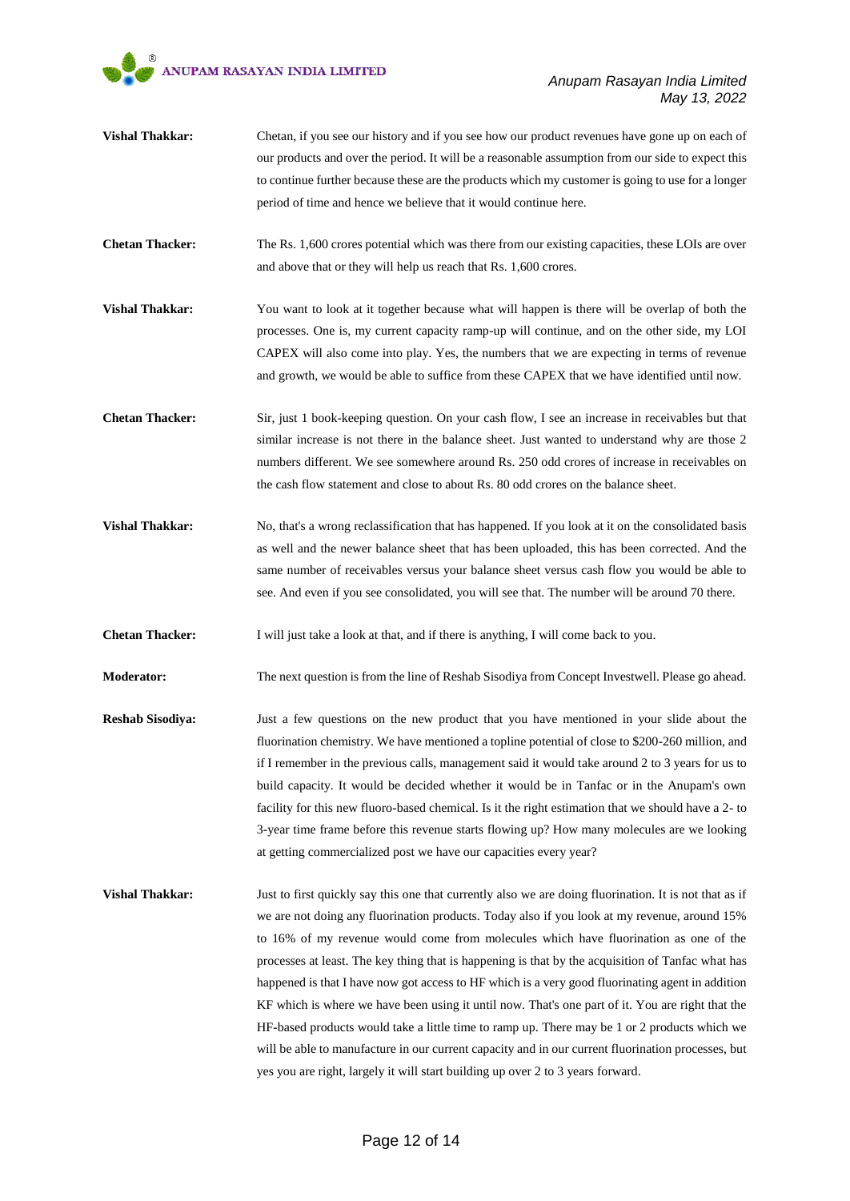**Vishal Thakkar:** Chetan, if you see our history and if you see how our product revenues have gone up on each of our products and over the period. It will be a reasonable assumption from our side to expect this to continue further because these are the products which my customer is going to use for a longer period of time and hence we believe that it would continue here.

**Chetan Thacker:** The Rs. 1,600 crores potential which was there from our existing capacities, these LOIs are over and above that or they will help us reach that Rs. 1,600 crores.

**Vishal Thakkar:** You want to look at it together because what will happen is there will be overlap of both the processes. One is, my current capacity ramp-up will continue, and on the other side, my LOI CAPEX will also come into play. Yes, the numbers that we are expecting in terms of revenue and growth, we would be able to suffice from these CAPEX that we have identified until now.

**Chetan Thacker:** Sir, just 1 book-keeping question. On your cash flow, I see an increase in receivables but that similar increase is not there in the balance sheet. Just wanted to understand why are those 2 numbers different. We see somewhere around Rs. 250 odd crores of increase in receivables on the cash flow statement and close to about Rs. 80 odd crores on the balance sheet.

**Vishal Thakkar:** No, that's a wrong reclassification that has happened. If you look at it on the consolidated basis as well and the newer balance sheet that has been uploaded, this has been corrected. And the same number of receivables versus your balance sheet versus cash flow you would be able to see. And even if you see consolidated, you will see that. The number will be around 70 there.

**Chetan Thacker:** I will just take a look at that, and if there is anything, I will come back to you.

**Moderator:** The next question is from the line of Reshab Sisodiya from Concept Investwell. Please go ahead.

**Reshab Sisodiya:** Just a few questions on the new product that you have mentioned in your slide about the fluorination chemistry. We have mentioned a topline potential of close to $200-260 million, and if I remember in the previous calls, management said it would take around 2 to 3 years for us to build capacity. It would be decided whether it would be in Tanfac or in the Anupam's own facility for this new fluoro-based chemical. Is it the right estimation that we should have a 2- to 3-year time frame before this revenue starts flowing up? How many molecules are we looking at getting commercialized post we have our capacities every year?

**Vishal Thakkar:** Just to first quickly say this one that currently also we are doing fluorination. It is not that as if we are not doing any fluorination products. Today also if you look at my revenue, around 15% to 16% of my revenue would come from molecules which have fluorination as one of the processes at least. The key thing that is happening is that by the acquisition of Tanfac what has happened is that I have now got access to HF which is a very good fluorinating agent in addition KF which is where we have been using it until now. That's one part of it. You are right that the HF-based products would take a little time to ramp up. There may be 1 or 2 products which we will be able to manufacture in our current capacity and in our current fluorination processes, but yes you are right, largely it will start building up over 2 to 3 years forward.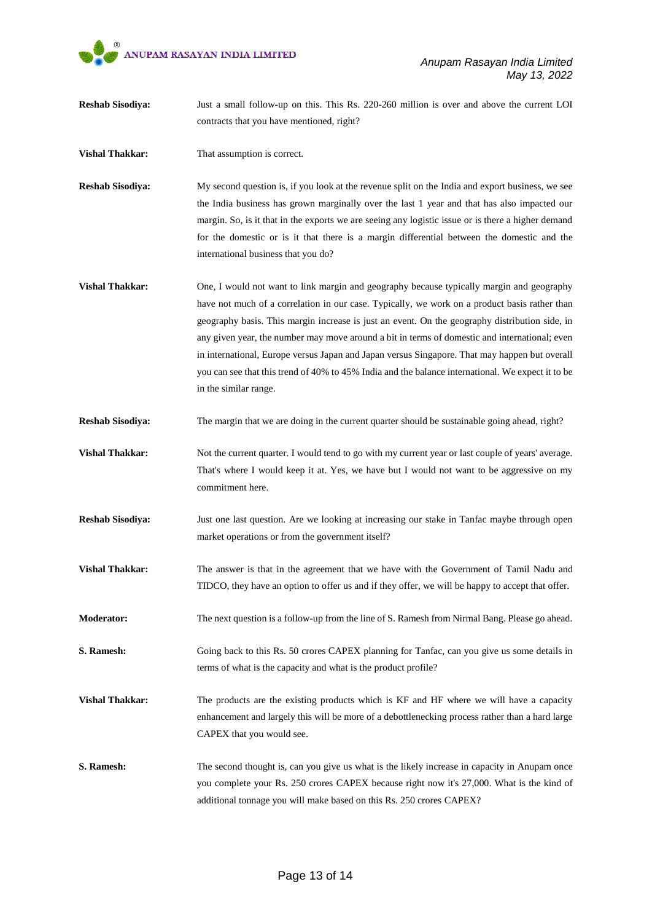**Reshab Sisodiya:** Just a small follow-up on this. This Rs. 220-260 million is over and above the current LOI contracts that you have mentioned, right?

**Vishal Thakkar:** That assumption is correct.

**Reshab Sisodiya:** My second question is, if you look at the revenue split on the India and export business, we see the India business has grown marginally over the last 1 year and that has also impacted our margin. So, is it that in the exports we are seeing any logistic issue or is there a higher demand for the domestic or is it that there is a margin differential between the domestic and the international business that you do?

**Vishal Thakkar:** One, I would not want to link margin and geography because typically margin and geography have not much of a correlation in our case. Typically, we work on a product basis rather than geography basis. This margin increase is just an event. On the geography distribution side, in any given year, the number may move around a bit in terms of domestic and international; even in international, Europe versus Japan and Japan versus Singapore. That may happen but overall you can see that this trend of 40% to 45% India and the balance international. We expect it to be in the similar range.

**Reshab Sisodiya:** The margin that we are doing in the current quarter should be sustainable going ahead, right?

**Vishal Thakkar:** Not the current quarter. I would tend to go with my current year or last couple of years' average. That's where I would keep it at. Yes, we have but I would not want to be aggressive on my commitment here.

**Reshab Sisodiya:** Just one last question. Are we looking at increasing our stake in Tanfac maybe through open market operations or from the government itself?

**Vishal Thakkar:** The answer is that in the agreement that we have with the Government of Tamil Nadu and TIDCO, they have an option to offer us and if they offer, we will be happy to accept that offer.

**Moderator:** The next question is a follow-up from the line of S. Ramesh from Nirmal Bang. Please go ahead.

**S. Ramesh:** Going back to this Rs. 50 crores CAPEX planning for Tanfac, can you give us some details in terms of what is the capacity and what is the product profile?

**Vishal Thakkar:** The products are the existing products which is KF and HF where we will have a capacity enhancement and largely this will be more of a debottlenecking process rather than a hard large CAPEX that you would see.

**S. Ramesh:** The second thought is, can you give us what is the likely increase in capacity in Anupam once you complete your Rs. 250 crores CAPEX because right now it's 27,000. What is the kind of additional tonnage you will make based on this Rs. 250 crores CAPEX?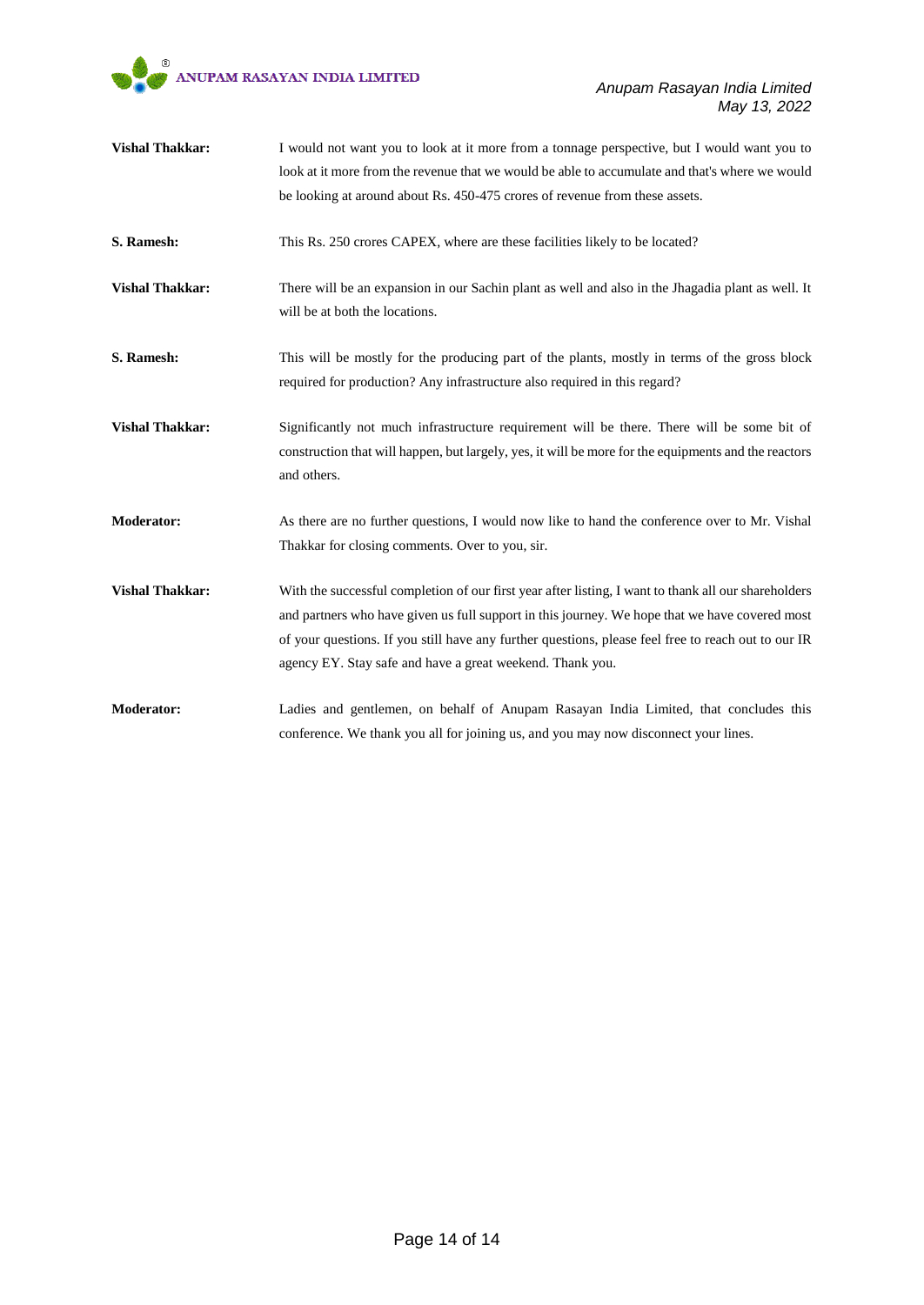**Vishal Thakkar:** I would not want you to look at it more from a tonnage perspective, but I would want you to look at it more from the revenue that we would be able to accumulate and that's where we would be looking at around about Rs. 450-475 crores of revenue from these assets.

**S. Ramesh:** This Rs. 250 crores CAPEX, where are these facilities likely to be located?

**Vishal Thakkar:** There will be an expansion in our Sachin plant as well and also in the Jhagadia plant as well. It will be at both the locations.

**S. Ramesh:** This will be mostly for the producing part of the plants, mostly in terms of the gross block required for production? Any infrastructure also required in this regard?

**Vishal Thakkar:** Significantly not much infrastructure requirement will be there. There will be some bit of construction that will happen, but largely, yes, it will be more for the equipments and the reactors and others.

**Moderator:** As there are no further questions, I would now like to hand the conference over to Mr. Vishal Thakkar for closing comments. Over to you, sir.

**Vishal Thakkar:** With the successful completion of our first year after listing, I want to thank all our shareholders and partners who have given us full support in this journey. We hope that we have covered most of your questions. If you still have any further questions, please feel free to reach out to our IR agency EY. Stay safe and have a great weekend. Thank you.

**Moderator:** Ladies and gentlemen, on behalf of Anupam Rasayan India Limited, that concludes this conference. We thank you all for joining us, and you may now disconnect your lines.